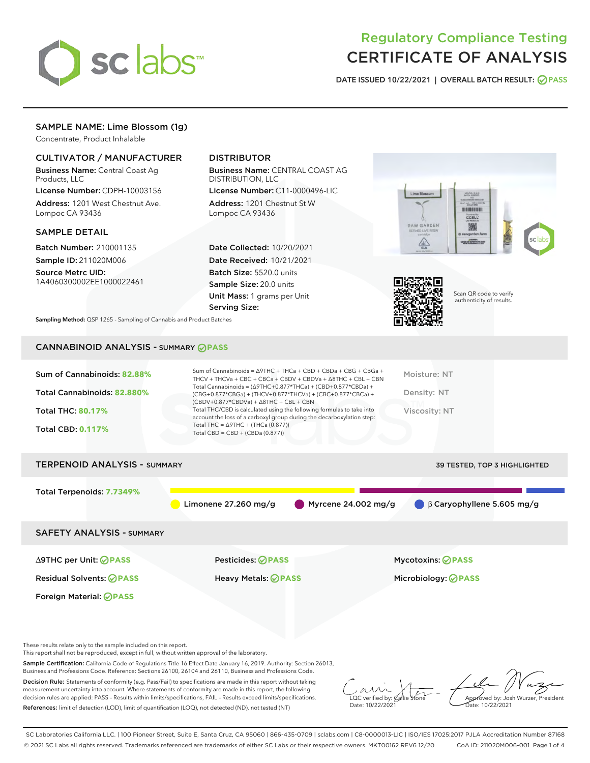# Regulatory Compliance Testing
# CERTIFICATE OF ANALYSIS

DATE ISSUED 10/22/2021 | OVERALL BATCH RESULT: PASS

## SAMPLE NAME: Lime Blossom (1g)

Concentrate, Product Inhalable

### CULTIVATOR / MANUFACTURER

**Business Name:** Central Coast Ag Products, LLC

**License Number:** CDPH-10003156

**Address:** 1201 West Chestnut Ave. Lompoc CA 93436

### DISTRIBUTOR

**Business Name:** CENTRAL COAST AG DISTRIBUTION, LLC

**License Number:** C11-0000496-LIC

**Address:** 1201 Chestnut St W Lompoc CA 93436

### SAMPLE DETAIL

**Batch Number:** 210001135

**Sample ID:** 211020M006

**Source Metrc UID:** 1A4060300002EE1000022461

**Date Collected:** 10/20/2021

**Date Received:** 10/21/2021

**Batch Size:** 5520.0 units

**Sample Size:** 20.0 units

**Unit Mass:** 1 grams per Unit

**Serving Size:**

Scan QR code to verify authenticity of results.

**Sampling Method:** QSP 1265 - Sampling of Cannabis and Product Batches

## CANNABINOID ANALYSIS - SUMMARY PASS

**Sum of Cannabinoids:** 82.88%

**Total Cannabinoids:** 82.880%

**Total THC:** 80.17%

**Total CBD:** 0.117%

Sum of Cannabinoids = Δ9THC + THCa + CBD + CBDa + CBG + CBGa + THCV + THCVa + CBC + CBCa + CBDV + CBDVa + Δ8THC + CBL + CBN

Total Cannabinoids = (Δ9THC+0.877*THCa) + (CBD+0.877*CBDa) + (CBG+0.877*CBGa) + (THCV+0.877*THCVa) + (CBC+0.877*CBCa) + (CBDV+0.877*CBDVa) + Δ8THC + CBL + CBN

Total THC/CBD is calculated using the following formulas to take into account the loss of a carboxyl group during the decarboxylation step:

Total THC = Δ9THC + (THCa (0.877))

Total CBD = CBD + (CBDa (0.877))

Moisture: NT

Density: NT

Viscosity: NT

## TERPENOID ANALYSIS - SUMMARY

39 TESTED, TOP 3 HIGHLIGHTED

**Total Terpenoids:** 7.7349%

Limonene 27.260 mg/g | Myrcene 24.002 mg/g | β Caryophyllene 5.605 mg/g

## SAFETY ANALYSIS - SUMMARY

Δ9THC per Unit: PASS

Pesticides: PASS

Mycotoxins: PASS

Residual Solvents: PASS

Heavy Metals: PASS

Microbiology: PASS

Foreign Material: PASS

These results relate only to the sample included on this report.
This report shall not be reproduced, except in full, without written approval of the laboratory.

**Sample Certification:** California Code of Regulations Title 16 Effect Date January 16, 2019. Authority: Section 26013, Business and Professions Code. Reference: Sections 26100, 26104 and 26110, Business and Professions Code.

**Decision Rule:** Statements of conformity (e.g. Pass/Fail) to specifications are made in this report without taking measurement uncertainty into account. Where statements of conformity are made in this report, the following decision rules are applied: PASS – Results within limits/specifications, FAIL – Results exceed limits/specifications.

**References:** limit of detection (LOD), limit of quantification (LOQ), not detected (ND), not tested (NT)

LQC verified by: Callie Stone
Date: 10/22/2021

Approved by: Josh Wurzer, President
Date: 10/22/2021

SC Laboratories California LLC. | 100 Pioneer Street, Suite E, Santa Cruz, CA 95060 | 866-435-0709 | sclabs.com | C8-0000013-LIC | ISO/IES 17025:2017 PJLA Accreditation Number 87168
© 2021 SC Labs all rights reserved. Trademarks referenced are trademarks of either SC Labs or their respective owners. MKT00162 REV6 12/20 CoA ID: 211020M006-001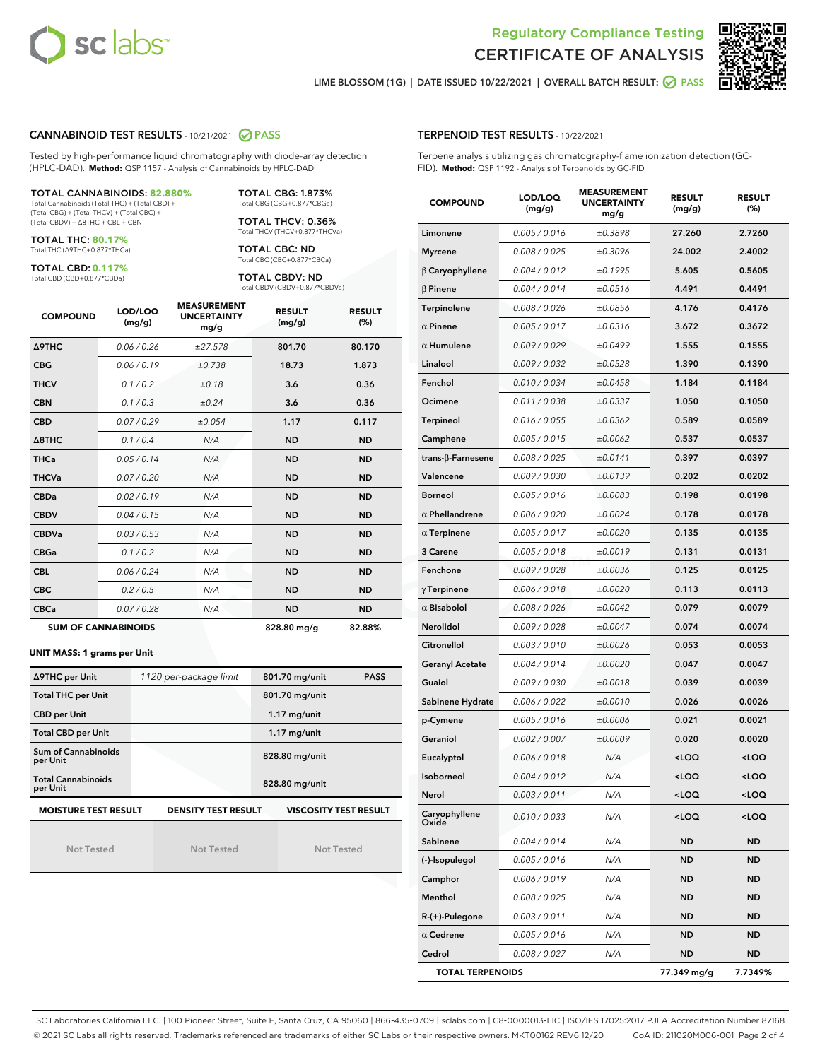Regulatory Compliance Testing
# CERTIFICATE OF ANALYSIS

LIME BLOSSOM (1G) | DATE ISSUED 10/22/2021 | OVERALL BATCH RESULT: PASS

## CANNABINOID TEST RESULTS - 10/21/2021 PASS

Tested by high-performance liquid chromatography with diode-array detection (HPLC-DAD). **Method:** QSP 1157 - Analysis of Cannabinoids by HPLC-DAD

**TOTAL CANNABINOIDS: 82.880%**
Total Cannabinoids (Total THC) + (Total CBD) + (Total CBG) + (Total THCV) + (Total CBC) + (Total CBDV) + Δ8THC + CBL + CBN

**TOTAL THC: 80.17%**
Total THC (Δ9THC+0.877*THCa)

**TOTAL CBD: 0.117%**
Total CBD (CBD+0.877*CBDa)

**TOTAL CBG: 1.873%**
Total CBG (CBG+0.877*CBGa)

**TOTAL THCV: 0.36%**
Total THCV (THCV+0.877*THCVa)

**TOTAL CBC: ND**
Total CBC (CBC+0.877*CBCa)

**TOTAL CBDV: ND**
Total CBDV (CBDV+0.877*CBDVa)

| COMPOUND | LOD/LOQ (mg/g) | MEASUREMENT UNCERTAINTY mg/g | RESULT (mg/g) | RESULT (%) |
|---|---|---|---|---|
| Δ9THC | 0.06 / 0.26 | ±27.578 | 801.70 | 80.170 |
| CBG | 0.06 / 0.19 | ±0.738 | 18.73 | 1.873 |
| THCV | 0.1 / 0.2 | ±0.18 | 3.6 | 0.36 |
| CBN | 0.1 / 0.3 | ±0.24 | 3.6 | 0.36 |
| CBD | 0.07 / 0.29 | ±0.054 | 1.17 | 0.117 |
| Δ8THC | 0.1 / 0.4 | N/A | ND | ND |
| THCa | 0.05 / 0.14 | N/A | ND | ND |
| THCVa | 0.07 / 0.20 | N/A | ND | ND |
| CBDa | 0.02 / 0.19 | N/A | ND | ND |
| CBDV | 0.04 / 0.15 | N/A | ND | ND |
| CBDVa | 0.03 / 0.53 | N/A | ND | ND |
| CBGa | 0.1 / 0.2 | N/A | ND | ND |
| CBL | 0.06 / 0.24 | N/A | ND | ND |
| CBC | 0.2 / 0.5 | N/A | ND | ND |
| CBCa | 0.07 / 0.28 | N/A | ND | ND |
| **SUM OF CANNABINOIDS** | | | 828.80 mg/g | 82.88% |

**UNIT MASS: 1 grams per Unit**

| | | | |
|---|---|---|---|
| Δ9THC per Unit | 1120 per-package limit | 801.70 mg/unit | PASS |
| Total THC per Unit | | 801.70 mg/unit | |
| CBD per Unit | | 1.17 mg/unit | |
| Total CBD per Unit | | 1.17 mg/unit | |
| Sum of Cannabinoids per Unit | | 828.80 mg/unit | |
| Total Cannabinoids per Unit | | 828.80 mg/unit | |

| MOISTURE TEST RESULT | DENSITY TEST RESULT | VISCOSITY TEST RESULT |
|---|---|---|
| Not Tested | Not Tested | Not Tested |

## TERPENOID TEST RESULTS - 10/22/2021

Terpene analysis utilizing gas chromatography-flame ionization detection (GC-FID). **Method:** QSP 1192 - Analysis of Terpenoids by GC-FID

| COMPOUND | LOD/LOQ (mg/g) | MEASUREMENT UNCERTAINTY mg/g | RESULT (mg/g) | RESULT (%) |
|---|---|---|---|---|
| Limonene | 0.005 / 0.016 | ±0.3898 | 27.260 | 2.7260 |
| Myrcene | 0.008 / 0.025 | ±0.3096 | 24.002 | 2.4002 |
| β Caryophyllene | 0.004 / 0.012 | ±0.1995 | 5.605 | 0.5605 |
| β Pinene | 0.004 / 0.014 | ±0.0516 | 4.491 | 0.4491 |
| Terpinolene | 0.008 / 0.026 | ±0.0856 | 4.176 | 0.4176 |
| α Pinene | 0.005 / 0.017 | ±0.0316 | 3.672 | 0.3672 |
| α Humulene | 0.009 / 0.029 | ±0.0499 | 1.555 | 0.1555 |
| Linalool | 0.009 / 0.032 | ±0.0528 | 1.390 | 0.1390 |
| Fenchol | 0.010 / 0.034 | ±0.0458 | 1.184 | 0.1184 |
| Ocimene | 0.011 / 0.038 | ±0.0337 | 1.050 | 0.1050 |
| Terpineol | 0.016 / 0.055 | ±0.0362 | 0.589 | 0.0589 |
| Camphene | 0.005 / 0.015 | ±0.0062 | 0.537 | 0.0537 |
| trans-β-Farnesene | 0.008 / 0.025 | ±0.0141 | 0.397 | 0.0397 |
| Valencene | 0.009 / 0.030 | ±0.0139 | 0.202 | 0.0202 |
| Borneol | 0.005 / 0.016 | ±0.0083 | 0.198 | 0.0198 |
| α Phellandrene | 0.006 / 0.020 | ±0.0024 | 0.178 | 0.0178 |
| α Terpinene | 0.005 / 0.017 | ±0.0020 | 0.135 | 0.0135 |
| 3 Carene | 0.005 / 0.018 | ±0.0019 | 0.131 | 0.0131 |
| Fenchone | 0.009 / 0.028 | ±0.0036 | 0.125 | 0.0125 |
| γ Terpinene | 0.006 / 0.018 | ±0.0020 | 0.113 | 0.0113 |
| α Bisabolol | 0.008 / 0.026 | ±0.0042 | 0.079 | 0.0079 |
| Nerolidol | 0.009 / 0.028 | ±0.0047 | 0.074 | 0.0074 |
| Citronellol | 0.003 / 0.010 | ±0.0026 | 0.053 | 0.0053 |
| Geranyl Acetate | 0.004 / 0.014 | ±0.0020 | 0.047 | 0.0047 |
| Guaiol | 0.009 / 0.030 | ±0.0018 | 0.039 | 0.0039 |
| Sabinene Hydrate | 0.006 / 0.022 | ±0.0010 | 0.026 | 0.0026 |
| p-Cymene | 0.005 / 0.016 | ±0.0006 | 0.021 | 0.0021 |
| Geraniol | 0.002 / 0.007 | ±0.0009 | 0.020 | 0.0020 |
| Eucalyptol | 0.006 / 0.018 | N/A | <LOQ | <LOQ |
| Isoborneol | 0.004 / 0.012 | N/A | <LOQ | <LOQ |
| Nerol | 0.003 / 0.011 | N/A | <LOQ | <LOQ |
| Caryophyllene Oxide | 0.010 / 0.033 | N/A | <LOQ | <LOQ |
| Sabinene | 0.004 / 0.014 | N/A | ND | ND |
| (-)-Isopulegol | 0.005 / 0.016 | N/A | ND | ND |
| Camphor | 0.006 / 0.019 | N/A | ND | ND |
| Menthol | 0.008 / 0.025 | N/A | ND | ND |
| R-(+)-Pulegone | 0.003 / 0.011 | N/A | ND | ND |
| α Cedrene | 0.005 / 0.016 | N/A | ND | ND |
| Cedrol | 0.008 / 0.027 | N/A | ND | ND |
| **TOTAL TERPENOIDS** | | | 77.349 mg/g | 7.7349% |

SC Laboratories California LLC. | 100 Pioneer Street, Suite E, Santa Cruz, CA 95060 | 866-435-0709 | sclabs.com | C8-0000013-LIC | ISO/IES 17025:2017 PJLA Accreditation Number 87168
© 2021 SC Labs all rights reserved. Trademarks referenced are trademarks of either SC Labs or their respective owners. MKT00162 REV6 12/20 CoA ID: 211020M006-001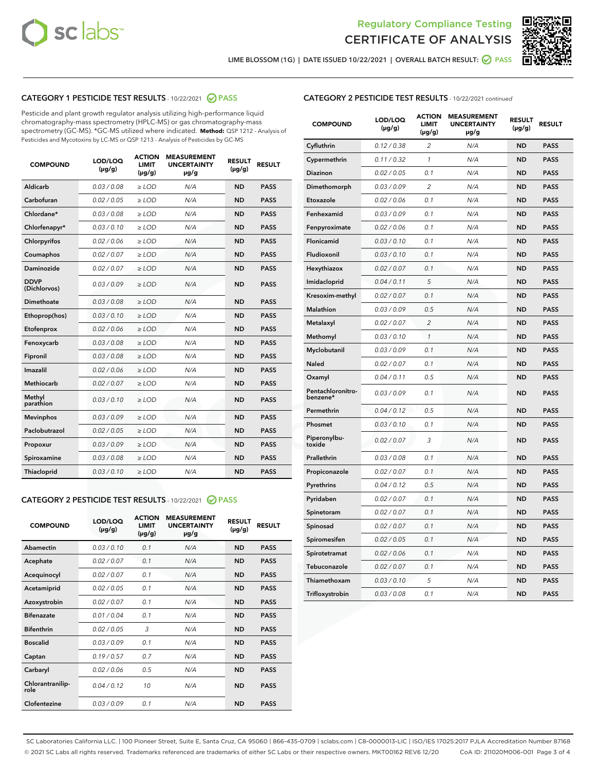Regulatory Compliance Testing
CERTIFICATE OF ANALYSIS

LIME BLOSSOM (1G) | DATE ISSUED 10/22/2021 | OVERALL BATCH RESULT: PASS

## CATEGORY 1 PESTICIDE TEST RESULTS - 10/22/2021 PASS

Pesticide and plant growth regulator analysis utilizing high-performance liquid chromatography-mass spectrometry (HPLC-MS) or gas chromatography-mass spectrometry (GC-MS). *GC-MS utilized where indicated. **Method:** QSP 1212 - Analysis of Pesticides and Mycotoxins by LC-MS or QSP 1213 - Analysis of Pesticides by GC-MS

| COMPOUND | LOD/LOQ (µg/g) | ACTION LIMIT (µg/g) | MEASUREMENT UNCERTAINTY µg/g | RESULT (µg/g) | RESULT |
|---|---|---|---|---|---|
| Aldicarb | 0.03 / 0.08 | ≥ LOD | N/A | ND | PASS |
| Carbofuran | 0.02 / 0.05 | ≥ LOD | N/A | ND | PASS |
| Chlordane* | 0.03 / 0.08 | ≥ LOD | N/A | ND | PASS |
| Chlorfenapyr* | 0.03 / 0.10 | ≥ LOD | N/A | ND | PASS |
| Chlorpyrifos | 0.02 / 0.06 | ≥ LOD | N/A | ND | PASS |
| Coumaphos | 0.02 / 0.07 | ≥ LOD | N/A | ND | PASS |
| Daminozide | 0.02 / 0.07 | ≥ LOD | N/A | ND | PASS |
| DDVP (Dichlorvos) | 0.03 / 0.09 | ≥ LOD | N/A | ND | PASS |
| Dimethoate | 0.03 / 0.08 | ≥ LOD | N/A | ND | PASS |
| Ethoprop(hos) | 0.03 / 0.10 | ≥ LOD | N/A | ND | PASS |
| Etofenprox | 0.02 / 0.06 | ≥ LOD | N/A | ND | PASS |
| Fenoxycarb | 0.03 / 0.08 | ≥ LOD | N/A | ND | PASS |
| Fipronil | 0.03 / 0.08 | ≥ LOD | N/A | ND | PASS |
| Imazalil | 0.02 / 0.06 | ≥ LOD | N/A | ND | PASS |
| Methiocarb | 0.02 / 0.07 | ≥ LOD | N/A | ND | PASS |
| Methyl parathion | 0.03 / 0.10 | ≥ LOD | N/A | ND | PASS |
| Mevinphos | 0.03 / 0.09 | ≥ LOD | N/A | ND | PASS |
| Paclobutrazol | 0.02 / 0.05 | ≥ LOD | N/A | ND | PASS |
| Propoxur | 0.03 / 0.09 | ≥ LOD | N/A | ND | PASS |
| Spiroxamine | 0.03 / 0.08 | ≥ LOD | N/A | ND | PASS |
| Thiacloprid | 0.03 / 0.10 | ≥ LOD | N/A | ND | PASS |

## CATEGORY 2 PESTICIDE TEST RESULTS - 10/22/2021 PASS

| COMPOUND | LOD/LOQ (µg/g) | ACTION LIMIT (µg/g) | MEASUREMENT UNCERTAINTY µg/g | RESULT (µg/g) | RESULT |
|---|---|---|---|---|---|
| Abamectin | 0.03 / 0.10 | 0.1 | N/A | ND | PASS |
| Acephate | 0.02 / 0.07 | 0.1 | N/A | ND | PASS |
| Acequinocyl | 0.02 / 0.07 | 0.1 | N/A | ND | PASS |
| Acetamiprid | 0.02 / 0.05 | 0.1 | N/A | ND | PASS |
| Azoxystrobin | 0.02 / 0.07 | 0.1 | N/A | ND | PASS |
| Bifenazate | 0.01 / 0.04 | 0.1 | N/A | ND | PASS |
| Bifenthrin | 0.02 / 0.05 | 3 | N/A | ND | PASS |
| Boscalid | 0.03 / 0.09 | 0.1 | N/A | ND | PASS |
| Captan | 0.19 / 0.57 | 0.7 | N/A | ND | PASS |
| Carbaryl | 0.02 / 0.06 | 0.5 | N/A | ND | PASS |
| Chlorantraniliprole | 0.04 / 0.12 | 10 | N/A | ND | PASS |
| Clofentezine | 0.03 / 0.09 | 0.1 | N/A | ND | PASS |
| Cyfluthrin | 0.12 / 0.38 | 2 | N/A | ND | PASS |
| Cypermethrin | 0.11 / 0.32 | 1 | N/A | ND | PASS |
| Diazinon | 0.02 / 0.05 | 0.1 | N/A | ND | PASS |
| Dimethomorph | 0.03 / 0.09 | 2 | N/A | ND | PASS |
| Etoxazole | 0.02 / 0.06 | 0.1 | N/A | ND | PASS |
| Fenhexamid | 0.03 / 0.09 | 0.1 | N/A | ND | PASS |
| Fenpyroximate | 0.02 / 0.06 | 0.1 | N/A | ND | PASS |
| Flonicamid | 0.03 / 0.10 | 0.1 | N/A | ND | PASS |
| Fludioxonil | 0.03 / 0.10 | 0.1 | N/A | ND | PASS |
| Hexythiazox | 0.02 / 0.07 | 0.1 | N/A | ND | PASS |
| Imidacloprid | 0.04 / 0.11 | 5 | N/A | ND | PASS |
| Kresoxim-methyl | 0.02 / 0.07 | 0.1 | N/A | ND | PASS |
| Malathion | 0.03 / 0.09 | 0.5 | N/A | ND | PASS |
| Metalaxyl | 0.02 / 0.07 | 2 | N/A | ND | PASS |
| Methomyl | 0.03 / 0.10 | 1 | N/A | ND | PASS |
| Myclobutanil | 0.03 / 0.09 | 0.1 | N/A | ND | PASS |
| Naled | 0.02 / 0.07 | 0.1 | N/A | ND | PASS |
| Oxamyl | 0.04 / 0.11 | 0.5 | N/A | ND | PASS |
| Pentachloronitrobenzene* | 0.03 / 0.09 | 0.1 | N/A | ND | PASS |
| Permethrin | 0.04 / 0.12 | 0.5 | N/A | ND | PASS |
| Phosmet | 0.03 / 0.10 | 0.1 | N/A | ND | PASS |
| Piperonylbutoxide | 0.02 / 0.07 | 3 | N/A | ND | PASS |
| Prallethrin | 0.03 / 0.08 | 0.1 | N/A | ND | PASS |
| Propiconazole | 0.02 / 0.07 | 0.1 | N/A | ND | PASS |
| Pyrethrins | 0.04 / 0.12 | 0.5 | N/A | ND | PASS |
| Pyridaben | 0.02 / 0.07 | 0.1 | N/A | ND | PASS |
| Spinetoram | 0.02 / 0.07 | 0.1 | N/A | ND | PASS |
| Spinosad | 0.02 / 0.07 | 0.1 | N/A | ND | PASS |
| Spiromesifen | 0.02 / 0.05 | 0.1 | N/A | ND | PASS |
| Spirotetramat | 0.02 / 0.06 | 0.1 | N/A | ND | PASS |
| Tebuconazole | 0.02 / 0.07 | 0.1 | N/A | ND | PASS |
| Thiamethoxam | 0.03 / 0.10 | 5 | N/A | ND | PASS |
| Trifloxystrobin | 0.03 / 0.08 | 0.1 | N/A | ND | PASS |

SC Laboratories California LLC. | 100 Pioneer Street, Suite E, Santa Cruz, CA 95060 | 866-435-0709 | sclabs.com | C8-0000013-LIC | ISO/IES 17025:2017 PJLA Accreditation Number 87168
© 2021 SC Labs all rights reserved. Trademarks referenced are trademarks of either SC Labs or their respective owners. MKT00162 REV6 12/20 CoA ID: 211020M006-001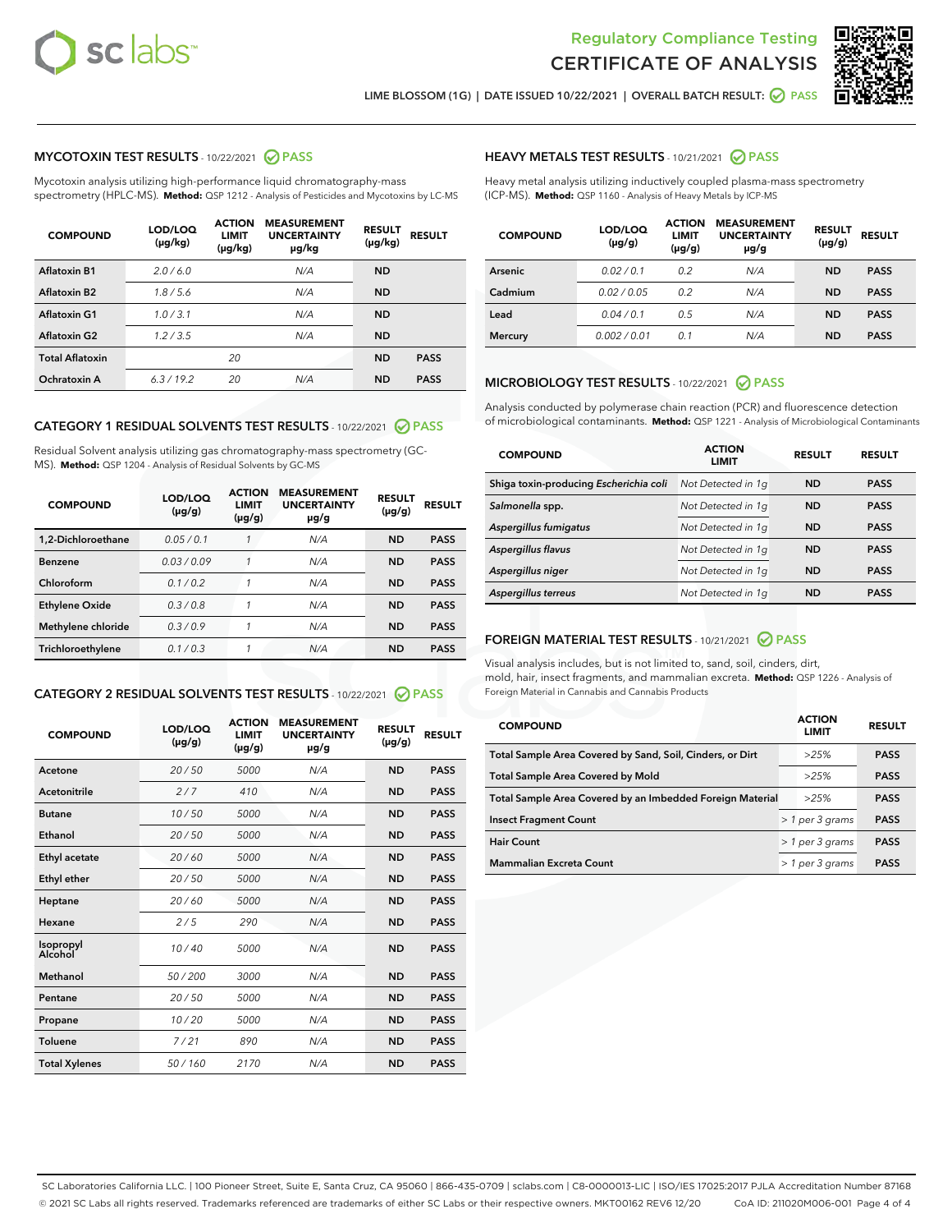Regulatory Compliance Testing
# CERTIFICATE OF ANALYSIS

LIME BLOSSOM (1G) | DATE ISSUED 10/22/2021 | OVERALL BATCH RESULT: PASS

## MYCOTOXIN TEST RESULTS - 10/22/2021 PASS

Mycotoxin analysis utilizing high-performance liquid chromatography-mass spectrometry (HPLC-MS). **Method:** QSP 1212 - Analysis of Pesticides and Mycotoxins by LC-MS

| COMPOUND | LOD/LOQ (µg/kg) | ACTION LIMIT (µg/kg) | MEASUREMENT UNCERTAINTY µg/kg | RESULT (µg/kg) | RESULT |
|---|---|---|---|---|---|
| Aflatoxin B1 | 2.0 / 6.0 | | N/A | ND | |
| Aflatoxin B2 | 1.8 / 5.6 | | N/A | ND | |
| Aflatoxin G1 | 1.0 / 3.1 | | N/A | ND | |
| Aflatoxin G2 | 1.2 / 3.5 | | N/A | ND | |
| Total Aflatoxin | | 20 | | ND | PASS |
| Ochratoxin A | 6.3 / 19.2 | 20 | N/A | ND | PASS |

## CATEGORY 1 RESIDUAL SOLVENTS TEST RESULTS - 10/22/2021 PASS

Residual Solvent analysis utilizing gas chromatography-mass spectrometry (GC-MS). **Method:** QSP 1204 - Analysis of Residual Solvents by GC-MS

| COMPOUND | LOD/LOQ (µg/g) | ACTION LIMIT (µg/g) | MEASUREMENT UNCERTAINTY µg/g | RESULT (µg/g) | RESULT |
|---|---|---|---|---|---|
| 1,2-Dichloroethane | 0.05 / 0.1 | 1 | N/A | ND | PASS |
| Benzene | 0.03 / 0.09 | 1 | N/A | ND | PASS |
| Chloroform | 0.1 / 0.2 | 1 | N/A | ND | PASS |
| Ethylene Oxide | 0.3 / 0.8 | 1 | N/A | ND | PASS |
| Methylene chloride | 0.3 / 0.9 | 1 | N/A | ND | PASS |
| Trichloroethylene | 0.1 / 0.3 | 1 | N/A | ND | PASS |

## CATEGORY 2 RESIDUAL SOLVENTS TEST RESULTS - 10/22/2021 PASS

| COMPOUND | LOD/LOQ (µg/g) | ACTION LIMIT (µg/g) | MEASUREMENT UNCERTAINTY µg/g | RESULT (µg/g) | RESULT |
|---|---|---|---|---|---|
| Acetone | 20 / 50 | 5000 | N/A | ND | PASS |
| Acetonitrile | 2 / 7 | 410 | N/A | ND | PASS |
| Butane | 10 / 50 | 5000 | N/A | ND | PASS |
| Ethanol | 20 / 50 | 5000 | N/A | ND | PASS |
| Ethyl acetate | 20 / 60 | 5000 | N/A | ND | PASS |
| Ethyl ether | 20 / 50 | 5000 | N/A | ND | PASS |
| Heptane | 20 / 60 | 5000 | N/A | ND | PASS |
| Hexane | 2 / 5 | 290 | N/A | ND | PASS |
| Isopropyl Alcohol | 10 / 40 | 5000 | N/A | ND | PASS |
| Methanol | 50 / 200 | 3000 | N/A | ND | PASS |
| Pentane | 20 / 50 | 5000 | N/A | ND | PASS |
| Propane | 10 / 20 | 5000 | N/A | ND | PASS |
| Toluene | 7 / 21 | 890 | N/A | ND | PASS |
| Total Xylenes | 50 / 160 | 2170 | N/A | ND | PASS |

## HEAVY METALS TEST RESULTS - 10/21/2021 PASS

Heavy metal analysis utilizing inductively coupled plasma-mass spectrometry (ICP-MS). **Method:** QSP 1160 - Analysis of Heavy Metals by ICP-MS

| COMPOUND | LOD/LOQ (µg/g) | ACTION LIMIT (µg/g) | MEASUREMENT UNCERTAINTY µg/g | RESULT (µg/g) | RESULT |
|---|---|---|---|---|---|
| Arsenic | 0.02 / 0.1 | 0.2 | N/A | ND | PASS |
| Cadmium | 0.02 / 0.05 | 0.2 | N/A | ND | PASS |
| Lead | 0.04 / 0.1 | 0.5 | N/A | ND | PASS |
| Mercury | 0.002 / 0.01 | 0.1 | N/A | ND | PASS |

## MICROBIOLOGY TEST RESULTS - 10/22/2021 PASS

Analysis conducted by polymerase chain reaction (PCR) and fluorescence detection of microbiological contaminants. **Method:** QSP 1221 - Analysis of Microbiological Contaminants

| COMPOUND | ACTION LIMIT | RESULT | RESULT |
|---|---|---|---|
| Shiga toxin-producing *Escherichia coli* | Not Detected in 1g | ND | PASS |
| *Salmonella* spp. | Not Detected in 1g | ND | PASS |
| *Aspergillus fumigatus* | Not Detected in 1g | ND | PASS |
| *Aspergillus flavus* | Not Detected in 1g | ND | PASS |
| *Aspergillus niger* | Not Detected in 1g | ND | PASS |
| *Aspergillus terreus* | Not Detected in 1g | ND | PASS |

## FOREIGN MATERIAL TEST RESULTS - 10/21/2021 PASS

Visual analysis includes, but is not limited to, sand, soil, cinders, dirt, mold, hair, insect fragments, and mammalian excreta. **Method:** QSP 1226 - Analysis of Foreign Material in Cannabis and Cannabis Products

| COMPOUND | ACTION LIMIT | RESULT |
|---|---|---|
| Total Sample Area Covered by Sand, Soil, Cinders, or Dirt | >25% | PASS |
| Total Sample Area Covered by Mold | >25% | PASS |
| Total Sample Area Covered by an Imbedded Foreign Material | >25% | PASS |
| Insect Fragment Count | > 1 per 3 grams | PASS |
| Hair Count | > 1 per 3 grams | PASS |
| Mammalian Excreta Count | > 1 per 3 grams | PASS |

SC Laboratories California LLC. | 100 Pioneer Street, Suite E, Santa Cruz, CA 95060 | 866-435-0709 | sclabs.com | C8-0000013-LIC | ISO/IES 17025:2017 PJLA Accreditation Number 87168
© 2021 SC Labs all rights reserved. Trademarks referenced are trademarks of either SC Labs or their respective owners. MKT00162 REV6 12/20 CoA ID: 211020M006-001